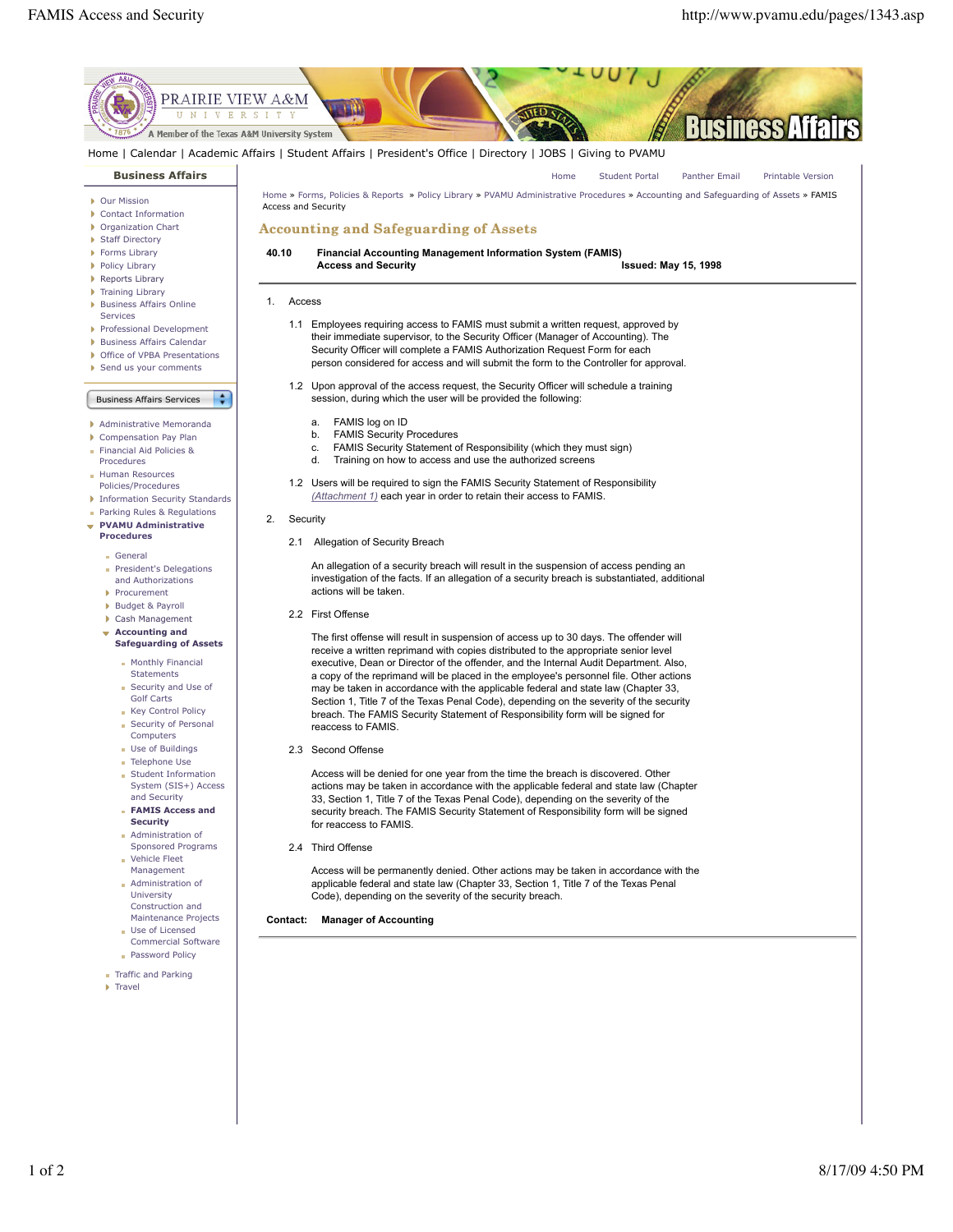Home | Calendar | Academic Affairs | Student Affairs | President's Office | Directory | JOBS | Giving to PVAMU

**Business Affairs**

- Our Mission
- Contact Information
- Organization Chart
- Staff Directory
- Forms Library
- Policy Library
- Reports Library
- Training Library
- Business Affairs Online Services
- Professional Development
- Business Affairs Calendar
- Office of VPBA Presentations
- Send us your comments

Business Affairs Services

- Administrative Memoranda
- Compensation Pay Plan
- Financial Aid Policies & Procedures
- Human Resources Policies/Procedures
- Information Security Standards
- Parking Rules & Regulations
- **PVAMU Administrative Procedures**
  - General
  - President's Delegations and Authorizations
  - Procurement
  - Budget & Payroll
  - Cash Management
  - **Accounting and Safeguarding of Assets**
    - Monthly Financial Statements
    - Security and Use of Golf Carts
    - Key Control Policy
    - Security of Personal Computers
    - Use of Buildings
    - Telephone Use
    - Student Information System (SIS+) Access and Security
    - **FAMIS Access and Security**
    - Administration of Sponsored Programs
    - Vehicle Fleet Management
    - Administration of University Construction and Maintenance Projects
    - Use of Licensed Commercial Software
    - Password Policy
  - Traffic and Parking
  - Travel

Home | Student Portal | Panther Email | Printable Version

Home » Forms, Policies & Reports » Policy Library » PVAMU Administrative Procedures » Accounting and Safeguarding of Assets » FAMIS Access and Security

## Accounting and Safeguarding of Assets

**40.10 Financial Accounting Management Information System (FAMIS) Access and Security** **Issued: May 15, 1998**

1. Access

   1.1 Employees requiring access to FAMIS must submit a written request, approved by their immediate supervisor, to the Security Officer (Manager of Accounting). The Security Officer will complete a FAMIS Authorization Request Form for each person considered for access and will submit the form to the Controller for approval.

   1.2 Upon approval of the access request, the Security Officer will schedule a training session, during which the user will be provided the following:

   a. FAMIS log on ID
   b. FAMIS Security Procedures
   c. FAMIS Security Statement of Responsibility (which they must sign)
   d. Training on how to access and use the authorized screens

   1.2 Users will be required to sign the FAMIS Security Statement of Responsibility *(Attachment 1)* each year in order to retain their access to FAMIS.

2. Security

   2.1 Allegation of Security Breach

   An allegation of a security breach will result in the suspension of access pending an investigation of the facts. If an allegation of a security breach is substantiated, additional actions will be taken.

   2.2 First Offense

   The first offense will result in suspension of access up to 30 days. The offender will receive a written reprimand with copies distributed to the appropriate senior level executive, Dean or Director of the offender, and the Internal Audit Department. Also, a copy of the reprimand will be placed in the employee's personnel file. Other actions may be taken in accordance with the applicable federal and state law (Chapter 33, Section 1, Title 7 of the Texas Penal Code), depending on the severity of the security breach. The FAMIS Security Statement of Responsibility form will be signed for reaccess to FAMIS.

   2.3 Second Offense

   Access will be denied for one year from the time the breach is discovered. Other actions may be taken in accordance with the applicable federal and state law (Chapter 33, Section 1, Title 7 of the Texas Penal Code), depending on the severity of the security breach. The FAMIS Security Statement of Responsibility form will be signed for reaccess to FAMIS.

   2.4 Third Offense

   Access will be permanently denied. Other actions may be taken in accordance with the applicable federal and state law (Chapter 33, Section 1, Title 7 of the Texas Penal Code), depending on the severity of the security breach.

**Contact: Manager of Accounting**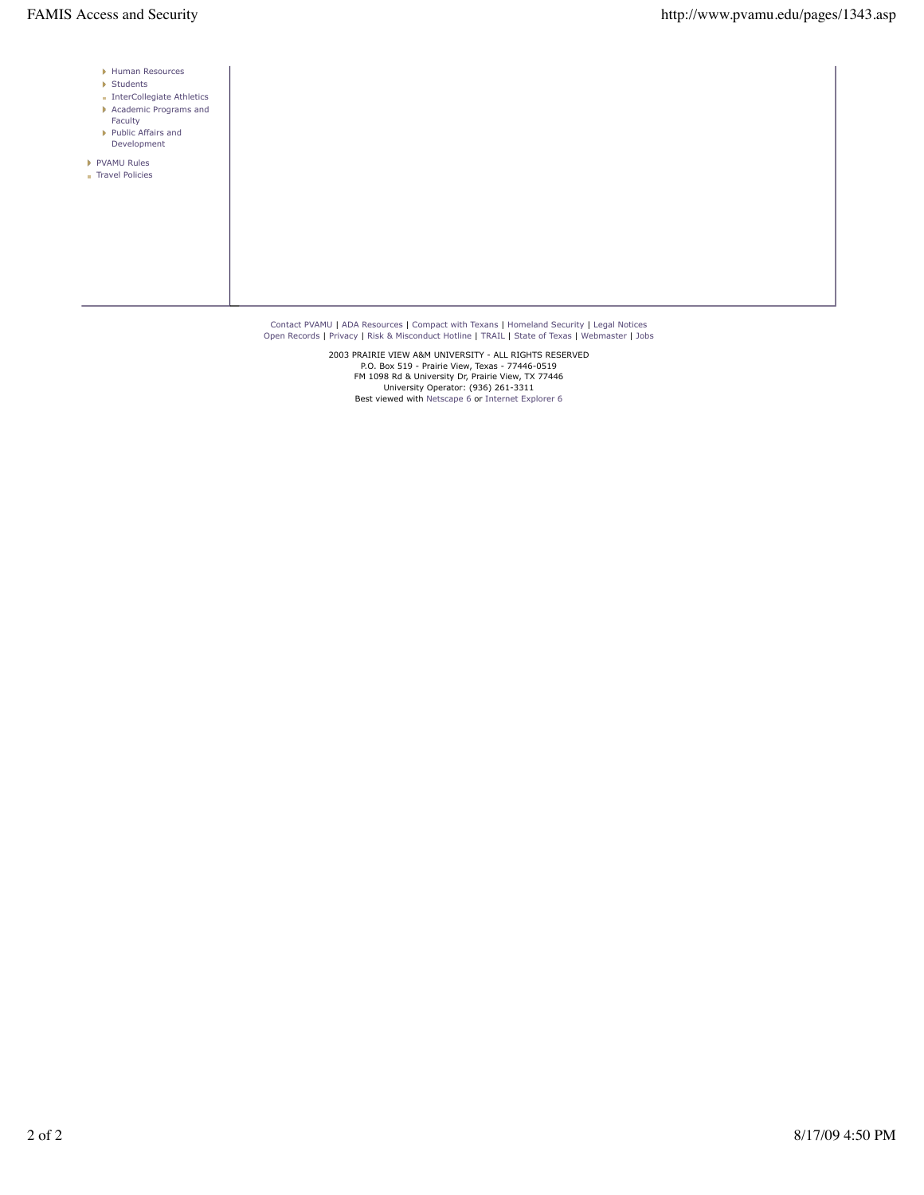- Human Resources
- Students
- InterCollegiate Athletics
- Academic Programs and Faculty
- Public Affairs and Development

- PVAMU Rules
- Travel Policies

Contact PVAMU | ADA Resources | Compact with Texans | Homeland Security | Legal Notices
Open Records | Privacy | Risk & Misconduct Hotline | TRAIL | State of Texas | Webmaster | Jobs

2003 PRAIRIE VIEW A&M UNIVERSITY - ALL RIGHTS RESERVED
P.O. Box 519 - Prairie View, Texas - 77446-0519
FM 1098 Rd & University Dr, Prairie View, TX 77446
University Operator: (936) 261-3311
Best viewed with Netscape 6 or Internet Explorer 6